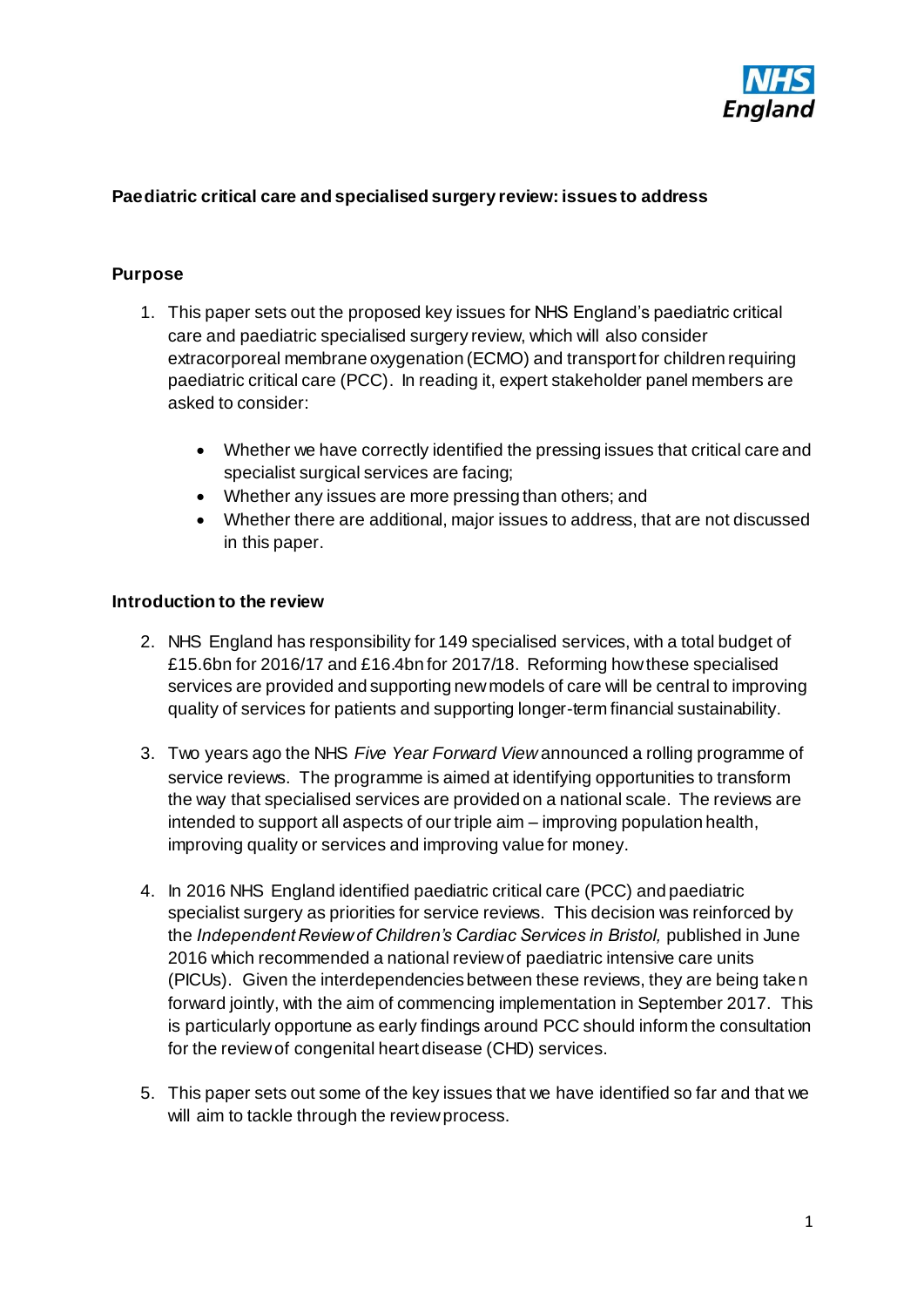**Paediatric critical care and specialised surgery review: issues to address**

**Purpose**

1. This paper sets out the proposed key issues for NHS England's paediatric critical care and paediatric specialised surgery review, which will also consider extracorporeal membrane oxygenation (ECMO) and transport for children requiring paediatric critical care (PCC). In reading it, expert stakeholder panel members are asked to consider:

    - Whether we have correctly identified the pressing issues that critical care and specialist surgical services are facing;
    - Whether any issues are more pressing than others; and
    - Whether there are additional, major issues to address, that are not discussed in this paper.

**Introduction to the review**

2. NHS England has responsibility for 149 specialised services, with a total budget of £15.6bn for 2016/17 and £16.4bn for 2017/18. Reforming how these specialised services are provided and supporting new models of care will be central to improving quality of services for patients and supporting longer-term financial sustainability.

3. Two years ago the NHS *Five Year Forward View* announced a rolling programme of service reviews. The programme is aimed at identifying opportunities to transform the way that specialised services are provided on a national scale. The reviews are intended to support all aspects of our triple aim – improving population health, improving quality or services and improving value for money.

4. In 2016 NHS England identified paediatric critical care (PCC) and paediatric specialist surgery as priorities for service reviews. This decision was reinforced by the *Independent Review of Children's Cardiac Services in Bristol,* published in June 2016 which recommended a national review of paediatric intensive care units (PICUs). Given the interdependencies between these reviews, they are being taken forward jointly, with the aim of commencing implementation in September 2017. This is particularly opportune as early findings around PCC should inform the consultation for the review of congenital heart disease (CHD) services.

5. This paper sets out some of the key issues that we have identified so far and that we will aim to tackle through the review process.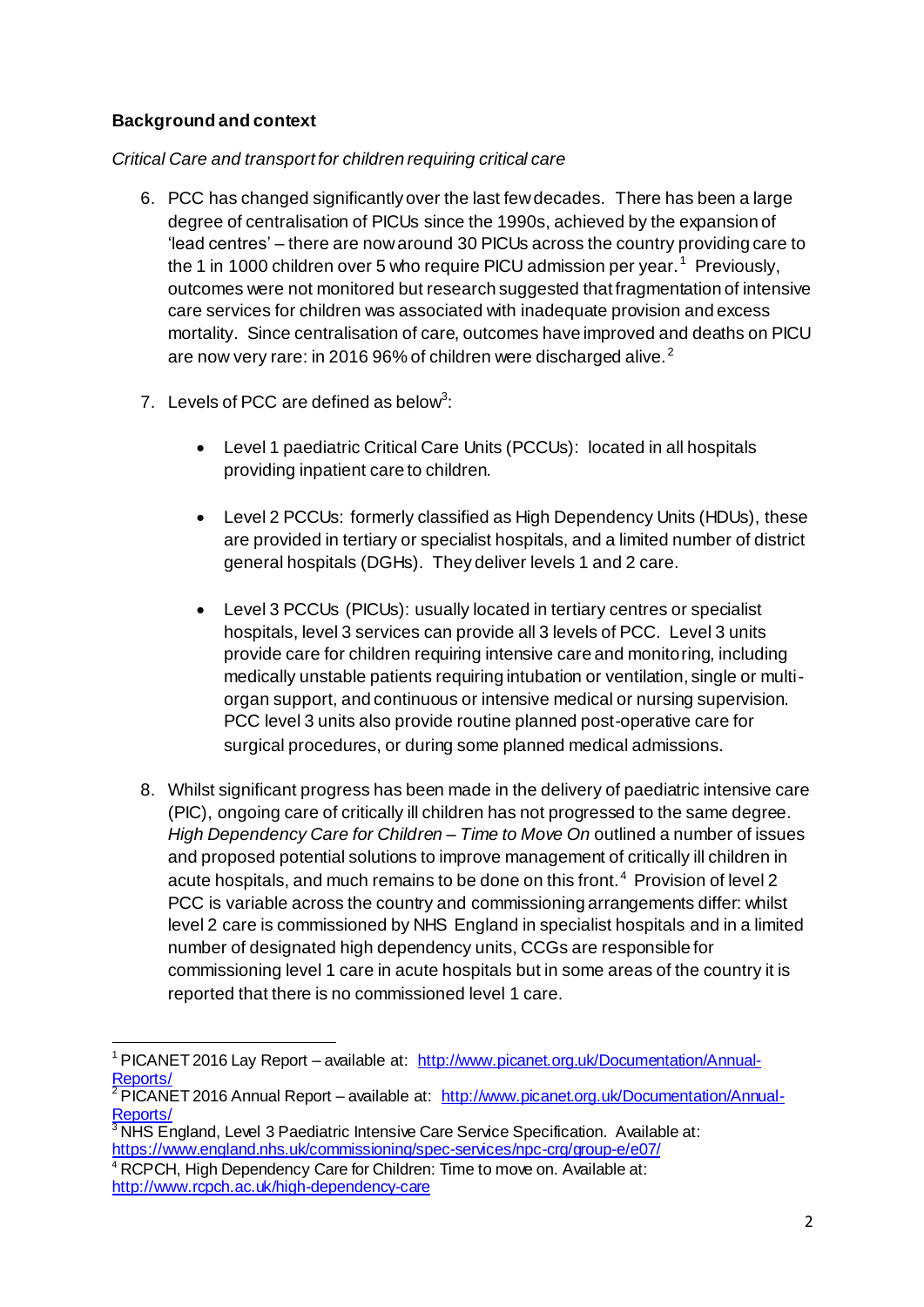**Background and context**

*Critical Care and transport for children requiring critical care*

6. PCC has changed significantly over the last few decades. There has been a large degree of centralisation of PICUs since the 1990s, achieved by the expansion of 'lead centres' – there are now around 30 PICUs across the country providing care to the 1 in 1000 children over 5 who require PICU admission per year.[1] Previously, outcomes were not monitored but research suggested that fragmentation of intensive care services for children was associated with inadequate provision and excess mortality. Since centralisation of care, outcomes have improved and deaths on PICU are now very rare: in 2016 96% of children were discharged alive.[2]

7. Levels of PCC are defined as below[3]:

   - Level 1 paediatric Critical Care Units (PCCUs): located in all hospitals providing inpatient care to children.

   - Level 2 PCCUs: formerly classified as High Dependency Units (HDUs), these are provided in tertiary or specialist hospitals, and a limited number of district general hospitals (DGHs). They deliver levels 1 and 2 care.

   - Level 3 PCCUs (PICUs): usually located in tertiary centres or specialist hospitals, level 3 services can provide all 3 levels of PCC. Level 3 units provide care for children requiring intensive care and monitoring, including medically unstable patients requiring intubation or ventilation, single or multi-organ support, and continuous or intensive medical or nursing supervision. PCC level 3 units also provide routine planned post-operative care for surgical procedures, or during some planned medical admissions.

8. Whilst significant progress has been made in the delivery of paediatric intensive care (PIC), ongoing care of critically ill children has not progressed to the same degree. *High Dependency Care for Children – Time to Move On* outlined a number of issues and proposed potential solutions to improve management of critically ill children in acute hospitals, and much remains to be done on this front.[4] Provision of level 2 PCC is variable across the country and commissioning arrangements differ: whilst level 2 care is commissioned by NHS England in specialist hospitals and in a limited number of designated high dependency units, CCGs are responsible for commissioning level 1 care in acute hospitals but in some areas of the country it is reported that there is no commissioned level 1 care.

---

[1] PICANET 2016 Lay Report – available at: http://www.picanet.org.uk/Documentation/Annual-Reports/

[2] PICANET 2016 Annual Report – available at: http://www.picanet.org.uk/Documentation/Annual-Reports/

[3] NHS England, Level 3 Paediatric Intensive Care Service Specification. Available at: https://www.england.nhs.uk/commissioning/spec-services/npc-crg/group-e/e07/

[4] RCPCH, High Dependency Care for Children: Time to move on. Available at: http://www.rcpch.ac.uk/high-dependency-care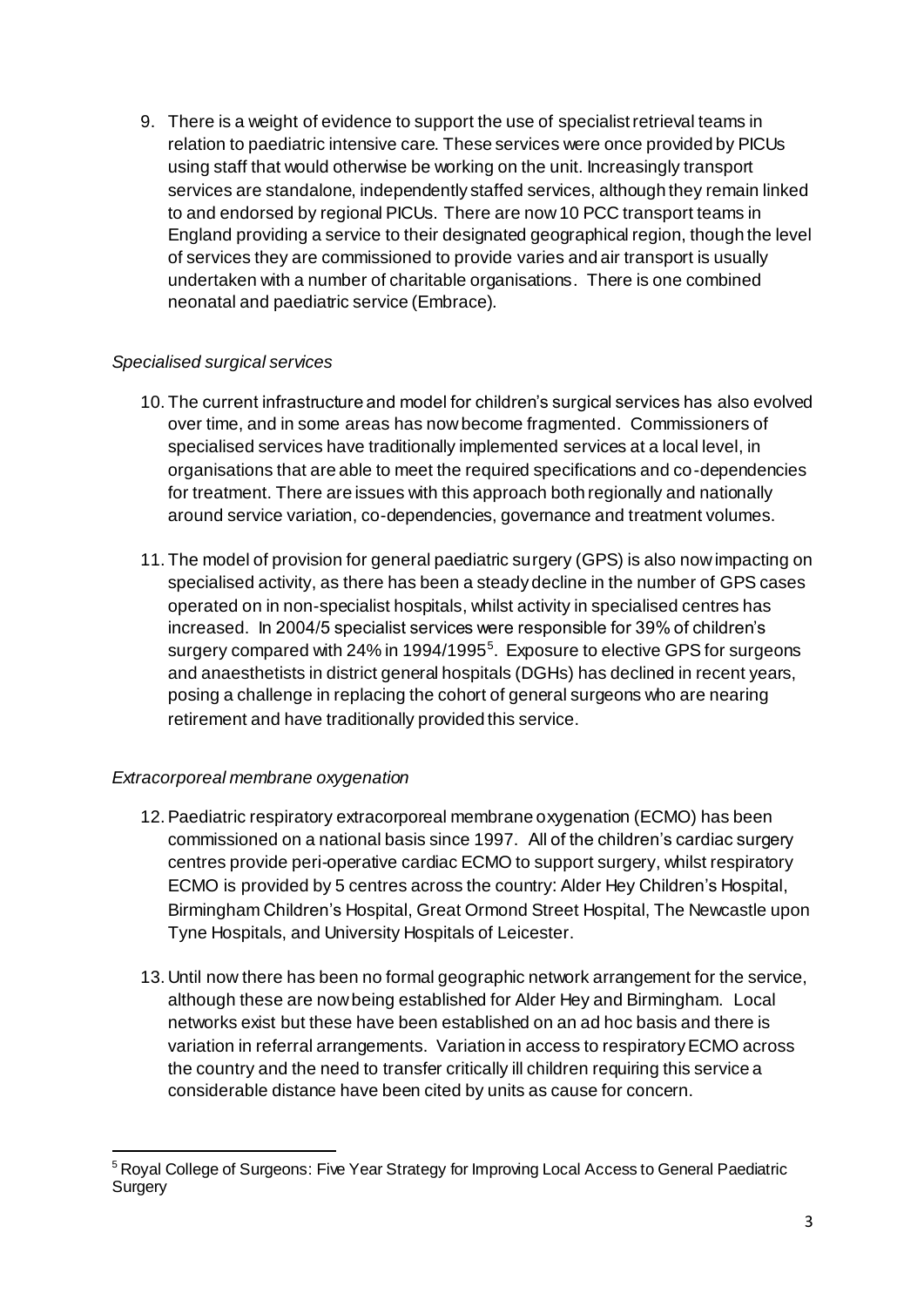9. There is a weight of evidence to support the use of specialist retrieval teams in relation to paediatric intensive care. These services were once provided by PICUs using staff that would otherwise be working on the unit. Increasingly transport services are standalone, independently staffed services, although they remain linked to and endorsed by regional PICUs. There are now 10 PCC transport teams in England providing a service to their designated geographical region, though the level of services they are commissioned to provide varies and air transport is usually undertaken with a number of charitable organisations. There is one combined neonatal and paediatric service (Embrace).

*Specialised surgical services*

10. The current infrastructure and model for children's surgical services has also evolved over time, and in some areas has now become fragmented. Commissioners of specialised services have traditionally implemented services at a local level, in organisations that are able to meet the required specifications and co-dependencies for treatment. There are issues with this approach both regionally and nationally around service variation, co-dependencies, governance and treatment volumes.

11. The model of provision for general paediatric surgery (GPS) is also now impacting on specialised activity, as there has been a steady decline in the number of GPS cases operated on in non-specialist hospitals, whilst activity in specialised centres has increased. In 2004/5 specialist services were responsible for 39% of children's surgery compared with 24% in 1994/1995[5]. Exposure to elective GPS for surgeons and anaesthetists in district general hospitals (DGHs) has declined in recent years, posing a challenge in replacing the cohort of general surgeons who are nearing retirement and have traditionally provided this service.

*Extracorporeal membrane oxygenation*

12. Paediatric respiratory extracorporeal membrane oxygenation (ECMO) has been commissioned on a national basis since 1997. All of the children's cardiac surgery centres provide peri-operative cardiac ECMO to support surgery, whilst respiratory ECMO is provided by 5 centres across the country: Alder Hey Children's Hospital, Birmingham Children's Hospital, Great Ormond Street Hospital, The Newcastle upon Tyne Hospitals, and University Hospitals of Leicester.

13. Until now there has been no formal geographic network arrangement for the service, although these are now being established for Alder Hey and Birmingham. Local networks exist but these have been established on an ad hoc basis and there is variation in referral arrangements. Variation in access to respiratory ECMO across the country and the need to transfer critically ill children requiring this service a considerable distance have been cited by units as cause for concern.

---

[5] Royal College of Surgeons: Five Year Strategy for Improving Local Access to General Paediatric Surgery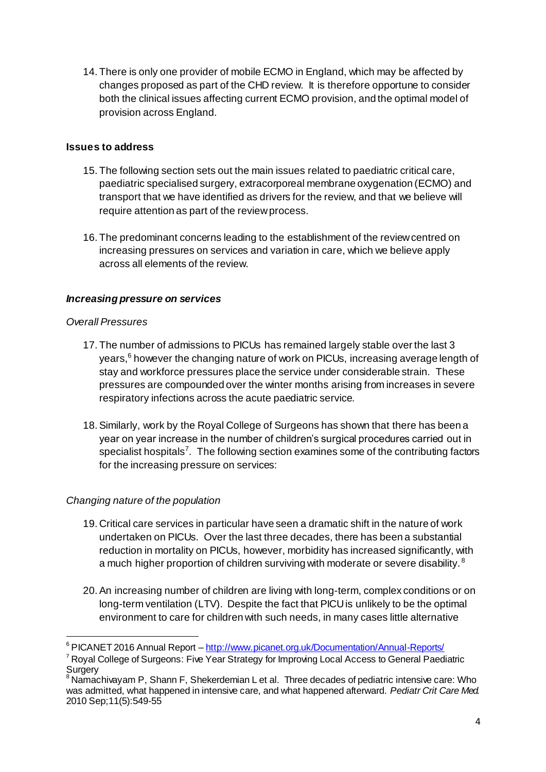14. There is only one provider of mobile ECMO in England, which may be affected by changes proposed as part of the CHD review. It is therefore opportune to consider both the clinical issues affecting current ECMO provision, and the optimal model of provision across England.

**Issues to address**

15. The following section sets out the main issues related to paediatric critical care, paediatric specialised surgery, extracorporeal membrane oxygenation (ECMO) and transport that we have identified as drivers for the review, and that we believe will require attention as part of the review process.

16. The predominant concerns leading to the establishment of the review centred on increasing pressures on services and variation in care, which we believe apply across all elements of the review.

***Increasing pressure on services***

*Overall Pressures*

17. The number of admissions to PICUs has remained largely stable over the last 3 years,[6] however the changing nature of work on PICUs, increasing average length of stay and workforce pressures place the service under considerable strain. These pressures are compounded over the winter months arising from increases in severe respiratory infections across the acute paediatric service.

18. Similarly, work by the Royal College of Surgeons has shown that there has been a year on year increase in the number of children's surgical procedures carried out in specialist hospitals[7]. The following section examines some of the contributing factors for the increasing pressure on services:

*Changing nature of the population*

19. Critical care services in particular have seen a dramatic shift in the nature of work undertaken on PICUs. Over the last three decades, there has been a substantial reduction in mortality on PICUs, however, morbidity has increased significantly, with a much higher proportion of children surviving with moderate or severe disability.[8]

20. An increasing number of children are living with long-term, complex conditions or on long-term ventilation (LTV). Despite the fact that PICU is unlikely to be the optimal environment to care for children with such needs, in many cases little alternative

---

[6] PICANET 2016 Annual Report – [http://www.picanet.org.uk/Documentation/Annual-Reports/](http://www.picanet.org.uk/Documentation/Annual-Reports/)

[7] Royal College of Surgeons: Five Year Strategy for Improving Local Access to General Paediatric Surgery

[8] Namachivayam P, Shann F, Shekerdemian L et al. Three decades of pediatric intensive care: Who was admitted, what happened in intensive care, and what happened afterward. *Pediatr Crit Care Med.* 2010 Sep;11(5):549-55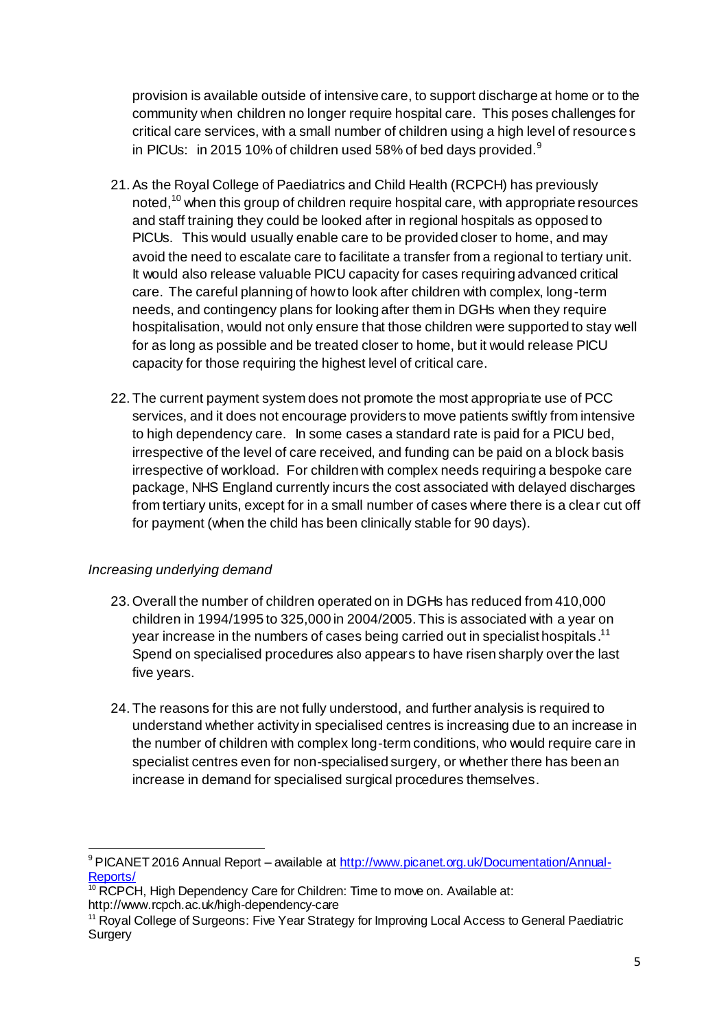provision is available outside of intensive care, to support discharge at home or to the community when children no longer require hospital care. This poses challenges for critical care services, with a small number of children using a high level of resources in PICUs: in 2015 10% of children used 58% of bed days provided.[9]

21. As the Royal College of Paediatrics and Child Health (RCPCH) has previously noted,[10] when this group of children require hospital care, with appropriate resources and staff training they could be looked after in regional hospitals as opposed to PICUs. This would usually enable care to be provided closer to home, and may avoid the need to escalate care to facilitate a transfer from a regional to tertiary unit. It would also release valuable PICU capacity for cases requiring advanced critical care. The careful planning of how to look after children with complex, long-term needs, and contingency plans for looking after them in DGHs when they require hospitalisation, would not only ensure that those children were supported to stay well for as long as possible and be treated closer to home, but it would release PICU capacity for those requiring the highest level of critical care.

22. The current payment system does not promote the most appropriate use of PCC services, and it does not encourage providers to move patients swiftly from intensive to high dependency care. In some cases a standard rate is paid for a PICU bed, irrespective of the level of care received, and funding can be paid on a block basis irrespective of workload. For children with complex needs requiring a bespoke care package, NHS England currently incurs the cost associated with delayed discharges from tertiary units, except for in a small number of cases where there is a clear cut off for payment (when the child has been clinically stable for 90 days).

*Increasing underlying demand*

23. Overall the number of children operated on in DGHs has reduced from 410,000 children in 1994/1995 to 325,000 in 2004/2005. This is associated with a year on year increase in the numbers of cases being carried out in specialist hospitals.[11] Spend on specialised procedures also appears to have risen sharply over the last five years.

24. The reasons for this are not fully understood, and further analysis is required to understand whether activity in specialised centres is increasing due to an increase in the number of children with complex long-term conditions, who would require care in specialist centres even for non-specialised surgery, or whether there has been an increase in demand for specialised surgical procedures themselves.

---

[9] PICANET 2016 Annual Report – available at [http://www.picanet.org.uk/Documentation/Annual-Reports/](http://www.picanet.org.uk/Documentation/Annual-Reports/)

[10] RCPCH, High Dependency Care for Children: Time to move on. Available at: http://www.rcpch.ac.uk/high-dependency-care

[11] Royal College of Surgeons: Five Year Strategy for Improving Local Access to General Paediatric Surgery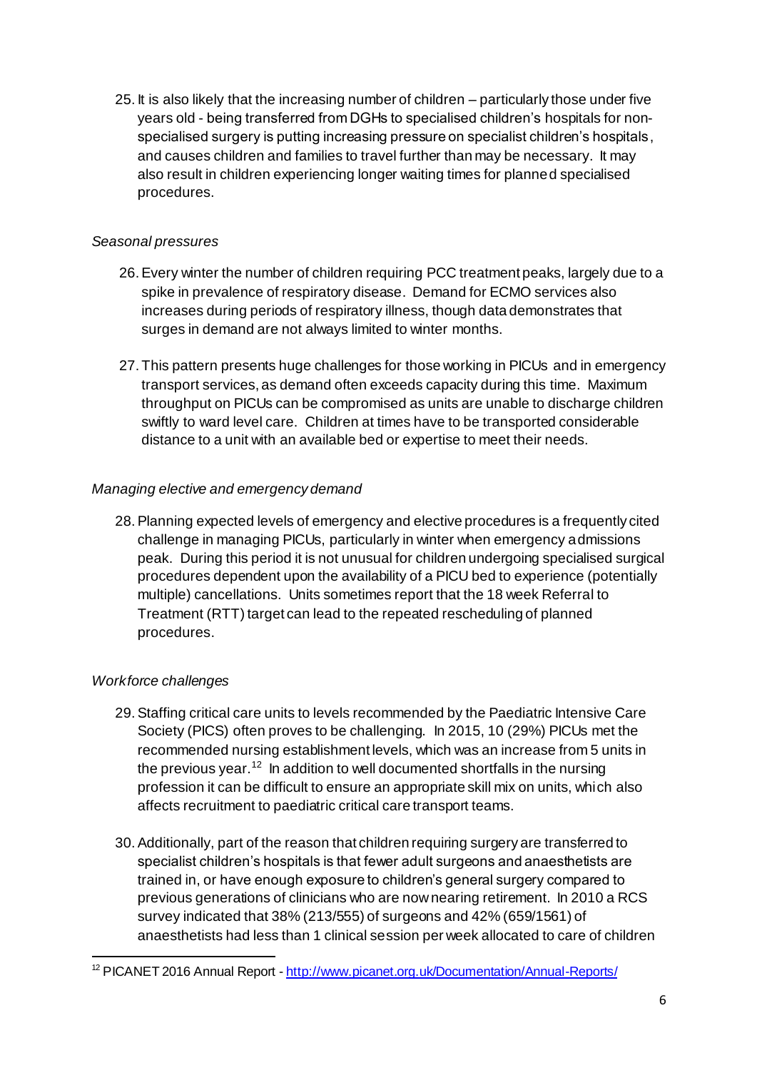25. It is also likely that the increasing number of children – particularly those under five years old - being transferred from DGHs to specialised children's hospitals for non-specialised surgery is putting increasing pressure on specialist children's hospitals, and causes children and families to travel further than may be necessary. It may also result in children experiencing longer waiting times for planned specialised procedures.

*Seasonal pressures*

26. Every winter the number of children requiring PCC treatment peaks, largely due to a spike in prevalence of respiratory disease. Demand for ECMO services also increases during periods of respiratory illness, though data demonstrates that surges in demand are not always limited to winter months.

27. This pattern presents huge challenges for those working in PICUs and in emergency transport services, as demand often exceeds capacity during this time. Maximum throughput on PICUs can be compromised as units are unable to discharge children swiftly to ward level care. Children at times have to be transported considerable distance to a unit with an available bed or expertise to meet their needs.

*Managing elective and emergency demand*

28. Planning expected levels of emergency and elective procedures is a frequently cited challenge in managing PICUs, particularly in winter when emergency admissions peak. During this period it is not unusual for children undergoing specialised surgical procedures dependent upon the availability of a PICU bed to experience (potentially multiple) cancellations. Units sometimes report that the 18 week Referral to Treatment (RTT) target can lead to the repeated rescheduling of planned procedures.

*Workforce challenges*

29. Staffing critical care units to levels recommended by the Paediatric Intensive Care Society (PICS) often proves to be challenging. In 2015, 10 (29%) PICUs met the recommended nursing establishment levels, which was an increase from 5 units in the previous year.[12] In addition to well documented shortfalls in the nursing profession it can be difficult to ensure an appropriate skill mix on units, which also affects recruitment to paediatric critical care transport teams.

30. Additionally, part of the reason that children requiring surgery are transferred to specialist children's hospitals is that fewer adult surgeons and anaesthetists are trained in, or have enough exposure to children's general surgery compared to previous generations of clinicians who are now nearing retirement. In 2010 a RCS survey indicated that 38% (213/555) of surgeons and 42% (659/1561) of anaesthetists had less than 1 clinical session per week allocated to care of children

[12] PICANET 2016 Annual Report - http://www.picanet.org.uk/Documentation/Annual-Reports/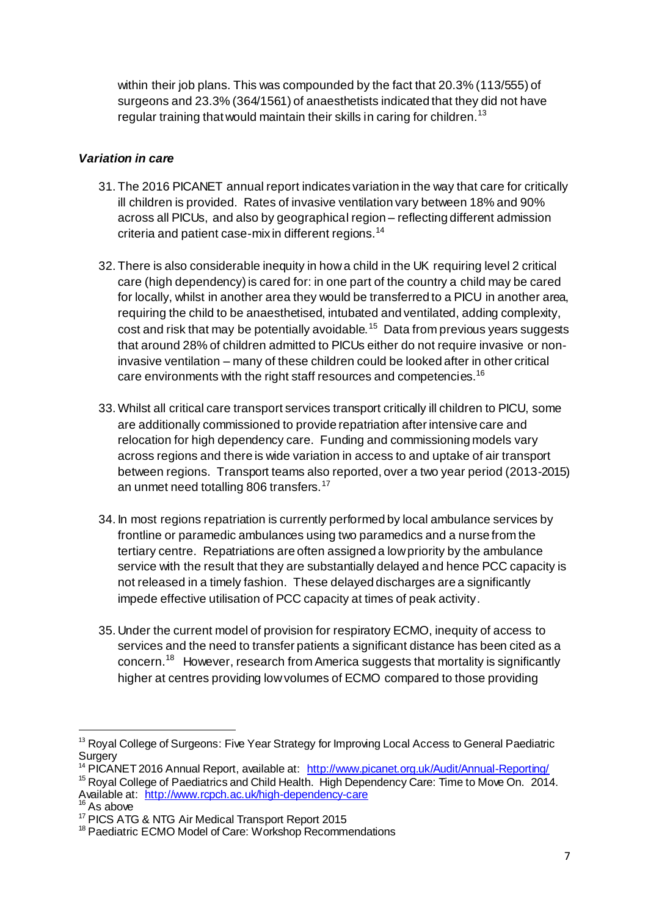within their job plans. This was compounded by the fact that 20.3% (113/555) of surgeons and 23.3% (364/1561) of anaesthetists indicated that they did not have regular training that would maintain their skills in caring for children.[13]

***Variation in care***

31. The 2016 PICANET annual report indicates variation in the way that care for critically ill children is provided. Rates of invasive ventilation vary between 18% and 90% across all PICUs, and also by geographical region – reflecting different admission criteria and patient case-mix in different regions.[14]

32. There is also considerable inequity in how a child in the UK requiring level 2 critical care (high dependency) is cared for: in one part of the country a child may be cared for locally, whilst in another area they would be transferred to a PICU in another area, requiring the child to be anaesthetised, intubated and ventilated, adding complexity, cost and risk that may be potentially avoidable.[15] Data from previous years suggests that around 28% of children admitted to PICUs either do not require invasive or non-invasive ventilation – many of these children could be looked after in other critical care environments with the right staff resources and competencies.[16]

33. Whilst all critical care transport services transport critically ill children to PICU, some are additionally commissioned to provide repatriation after intensive care and relocation for high dependency care. Funding and commissioning models vary across regions and there is wide variation in access to and uptake of air transport between regions. Transport teams also reported, over a two year period (2013-2015) an unmet need totalling 806 transfers.[17]

34. In most regions repatriation is currently performed by local ambulance services by frontline or paramedic ambulances using two paramedics and a nurse from the tertiary centre. Repatriations are often assigned a low priority by the ambulance service with the result that they are substantially delayed and hence PCC capacity is not released in a timely fashion. These delayed discharges are a significantly impede effective utilisation of PCC capacity at times of peak activity.

35. Under the current model of provision for respiratory ECMO, inequity of access to services and the need to transfer patients a significant distance has been cited as a concern.[18] However, research from America suggests that mortality is significantly higher at centres providing low volumes of ECMO compared to those providing

---

[13] Royal College of Surgeons: Five Year Strategy for Improving Local Access to General Paediatric Surgery

[14] PICANET 2016 Annual Report, available at: http://www.picanet.org.uk/Audit/Annual-Reporting/

[15] Royal College of Paediatrics and Child Health. High Dependency Care: Time to Move On. 2014. Available at: http://www.rcpch.ac.uk/high-dependency-care

[16] As above

[17] PICS ATG & NTG Air Medical Transport Report 2015

[18] Paediatric ECMO Model of Care: Workshop Recommendations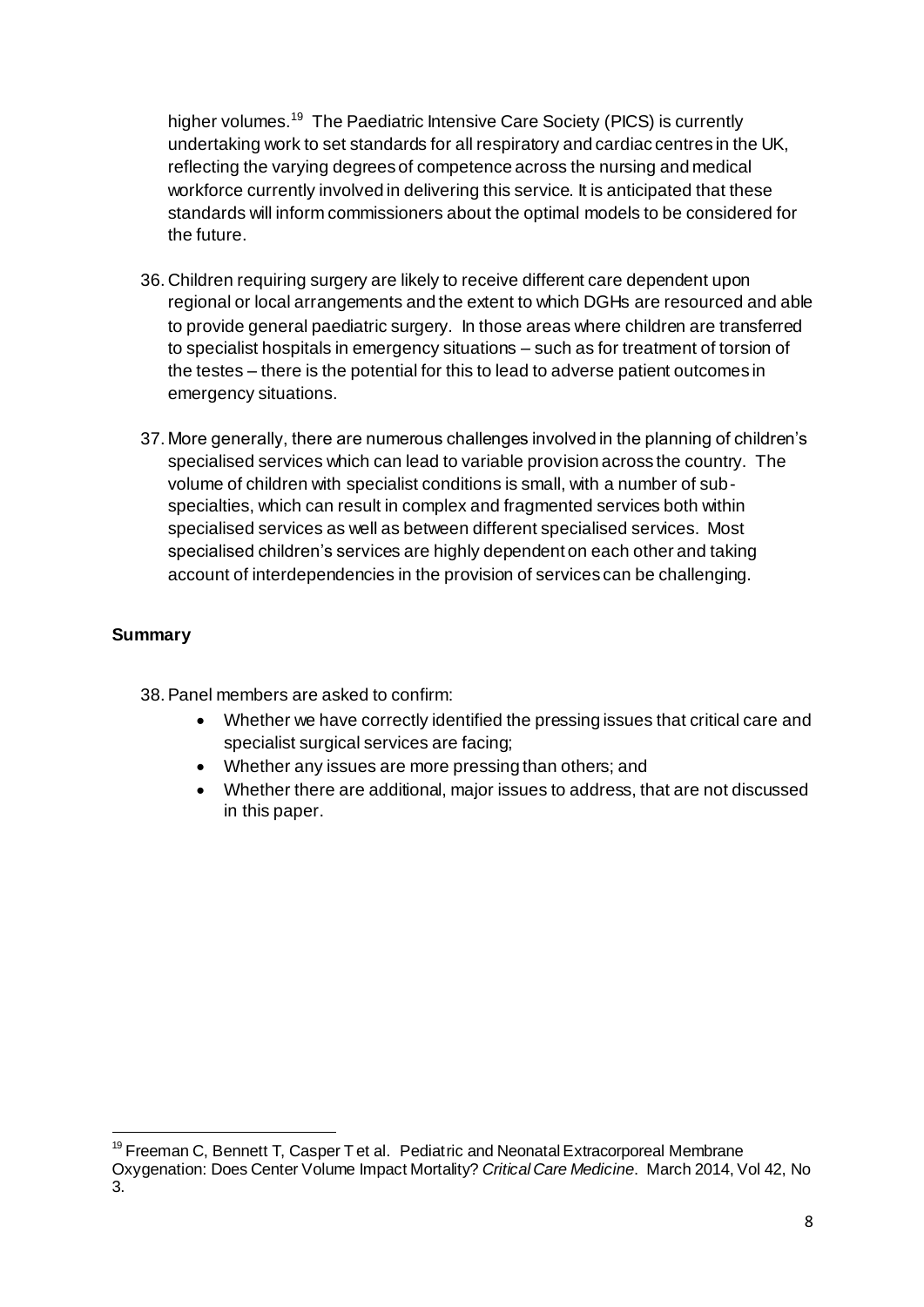higher volumes.[19] The Paediatric Intensive Care Society (PICS) is currently undertaking work to set standards for all respiratory and cardiac centres in the UK, reflecting the varying degrees of competence across the nursing and medical workforce currently involved in delivering this service. It is anticipated that these standards will inform commissioners about the optimal models to be considered for the future.

36. Children requiring surgery are likely to receive different care dependent upon regional or local arrangements and the extent to which DGHs are resourced and able to provide general paediatric surgery. In those areas where children are transferred to specialist hospitals in emergency situations – such as for treatment of torsion of the testes – there is the potential for this to lead to adverse patient outcomes in emergency situations.

37. More generally, there are numerous challenges involved in the planning of children's specialised services which can lead to variable provision across the country. The volume of children with specialist conditions is small, with a number of sub-specialties, which can result in complex and fragmented services both within specialised services as well as between different specialised services. Most specialised children's services are highly dependent on each other and taking account of interdependencies in the provision of services can be challenging.

**Summary**

38. Panel members are asked to confirm:
    - Whether we have correctly identified the pressing issues that critical care and specialist surgical services are facing;
    - Whether any issues are more pressing than others; and
    - Whether there are additional, major issues to address, that are not discussed in this paper.

---

[19] Freeman C, Bennett T, Casper T et al. Pediatric and Neonatal Extracorporeal Membrane Oxygenation: Does Center Volume Impact Mortality? *Critical Care Medicine*. March 2014, Vol 42, No 3.